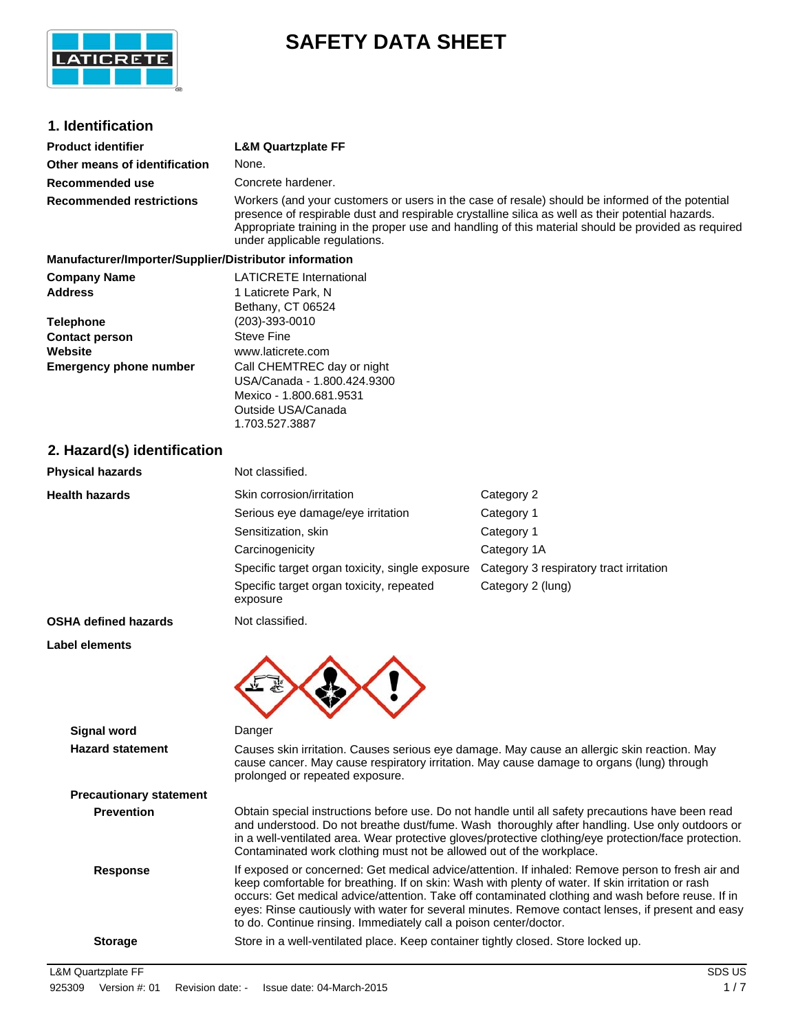# SAFETY DATA SHEET

## 1. Identification

**Product identifier** **L&M Quartzplate FF**

**Other means of identification** None.

**Recommended use** Concrete hardener.

**Recommended restrictions** Workers (and your customers or users in the case of resale) should be informed of the potential presence of respirable dust and respirable crystalline silica as well as their potential hazards. Appropriate training in the proper use and handling of this material should be provided as required under applicable regulations.

**Manufacturer/Importer/Supplier/Distributor information**

**Company Name** LATICRETE International

**Address** 1 Laticrete Park, N
Bethany, CT 06524

**Telephone** (203)-393-0010

**Contact person** Steve Fine

**Website** www.laticrete.com

**Emergency phone number** Call CHEMTREC day or night
USA/Canada - 1.800.424.9300
Mexico - 1.800.681.9531
Outside USA/Canada
1.703.527.3887

## 2. Hazard(s) identification

**Physical hazards** Not classified.

**Health hazards**

| Hazard | Category |
|---|---|
| Skin corrosion/irritation | Category 2 |
| Serious eye damage/eye irritation | Category 1 |
| Sensitization, skin | Category 1 |
| Carcinogenicity | Category 1A |
| Specific target organ toxicity, single exposure | Category 3 respiratory tract irritation |
| Specific target organ toxicity, repeated exposure | Category 2 (lung) |

**OSHA defined hazards** Not classified.

**Label elements**

**Signal word** Danger

**Hazard statement** Causes skin irritation. Causes serious eye damage. May cause an allergic skin reaction. May cause cancer. May cause respiratory irritation. May cause damage to organs (lung) through prolonged or repeated exposure.

**Precautionary statement**

**Prevention** Obtain special instructions before use. Do not handle until all safety precautions have been read and understood. Do not breathe dust/fume. Wash thoroughly after handling. Use only outdoors or in a well-ventilated area. Wear protective gloves/protective clothing/eye protection/face protection. Contaminated work clothing must not be allowed out of the workplace.

**Response** If exposed or concerned: Get medical advice/attention. If inhaled: Remove person to fresh air and keep comfortable for breathing. If on skin: Wash with plenty of water. If skin irritation or rash occurs: Get medical advice/attention. Take off contaminated clothing and wash before reuse. If in eyes: Rinse cautiously with water for several minutes. Remove contact lenses, if present and easy to do. Continue rinsing. Immediately call a poison center/doctor.

**Storage** Store in a well-ventilated place. Keep container tightly closed. Store locked up.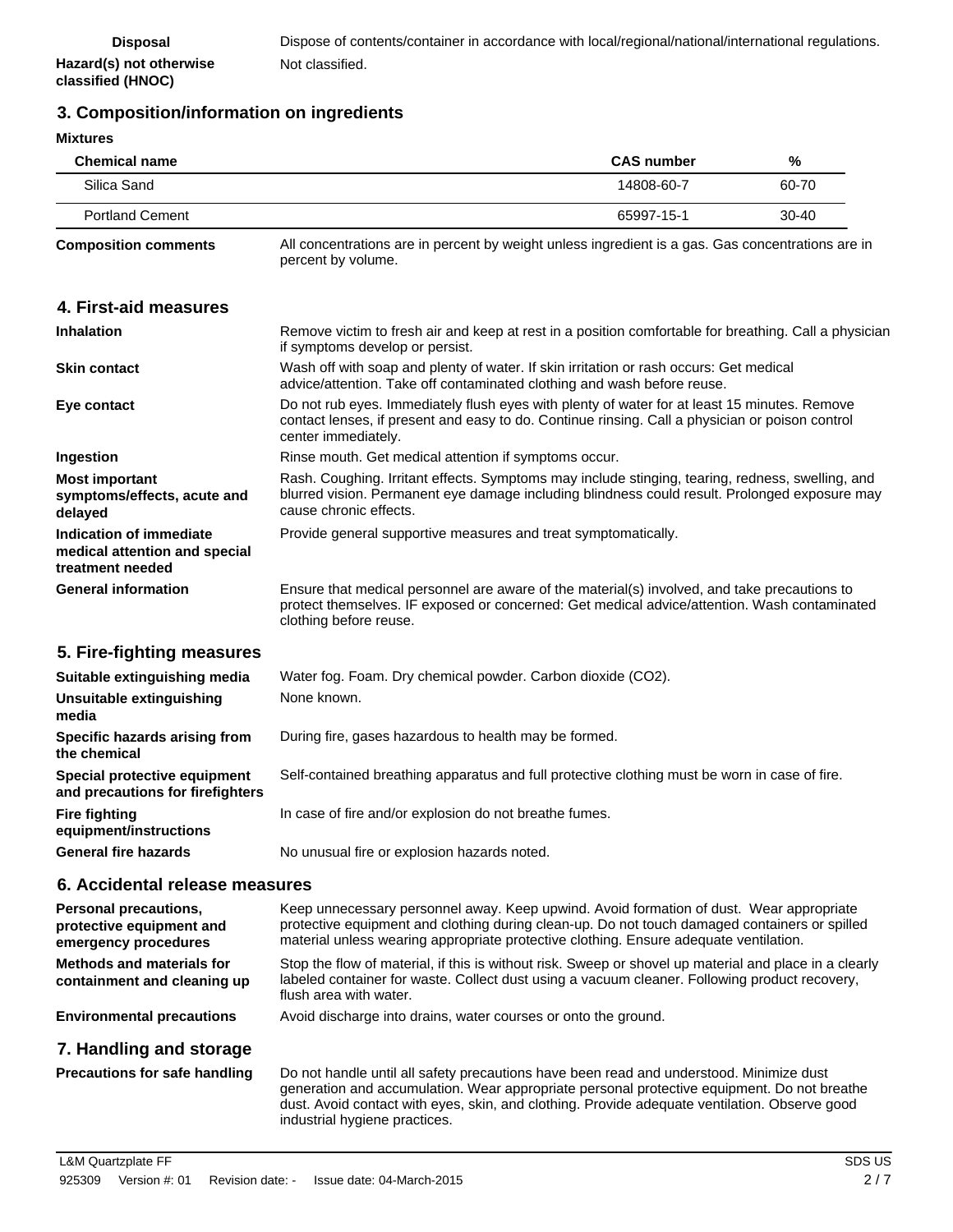| | |
|---|---|
| **Disposal** | Dispose of contents/container in accordance with local/regional/national/international regulations. |
| **Hazard(s) not otherwise classified (HNOC)** | Not classified. |

## 3. Composition/information on ingredients

**Mixtures**

| Chemical name | CAS number | % |
|---|---|---|
| Silica Sand | 14808-60-7 | 60-70 |
| Portland Cement | 65997-15-1 | 30-40 |

| | |
|---|---|
| **Composition comments** | All concentrations are in percent by weight unless ingredient is a gas. Gas concentrations are in percent by volume. |

## 4. First-aid measures

| | |
|---|---|
| **Inhalation** | Remove victim to fresh air and keep at rest in a position comfortable for breathing. Call a physician if symptoms develop or persist. |
| **Skin contact** | Wash off with soap and plenty of water. If skin irritation or rash occurs: Get medical advice/attention. Take off contaminated clothing and wash before reuse. |
| **Eye contact** | Do not rub eyes. Immediately flush eyes with plenty of water for at least 15 minutes. Remove contact lenses, if present and easy to do. Continue rinsing. Call a physician or poison control center immediately. |
| **Ingestion** | Rinse mouth. Get medical attention if symptoms occur. |
| **Most important symptoms/effects, acute and delayed** | Rash. Coughing. Irritant effects. Symptoms may include stinging, tearing, redness, swelling, and blurred vision. Permanent eye damage including blindness could result. Prolonged exposure may cause chronic effects. |
| **Indication of immediate medical attention and special treatment needed** | Provide general supportive measures and treat symptomatically. |
| **General information** | Ensure that medical personnel are aware of the material(s) involved, and take precautions to protect themselves. IF exposed or concerned: Get medical advice/attention. Wash contaminated clothing before reuse. |

## 5. Fire-fighting measures

| | |
|---|---|
| **Suitable extinguishing media** | Water fog. Foam. Dry chemical powder. Carbon dioxide ($CO_2$). |
| **Unsuitable extinguishing media** | None known. |
| **Specific hazards arising from the chemical** | During fire, gases hazardous to health may be formed. |
| **Special protective equipment and precautions for firefighters** | Self-contained breathing apparatus and full protective clothing must be worn in case of fire. |
| **Fire fighting equipment/instructions** | In case of fire and/or explosion do not breathe fumes. |
| **General fire hazards** | No unusual fire or explosion hazards noted. |

## 6. Accidental release measures

| | |
|---|---|
| **Personal precautions, protective equipment and emergency procedures** | Keep unnecessary personnel away. Keep upwind. Avoid formation of dust. Wear appropriate protective equipment and clothing during clean-up. Do not touch damaged containers or spilled material unless wearing appropriate protective clothing. Ensure adequate ventilation. |
| **Methods and materials for containment and cleaning up** | Stop the flow of material, if this is without risk. Sweep or shovel up material and place in a clearly labeled container for waste. Collect dust using a vacuum cleaner. Following product recovery, flush area with water. |
| **Environmental precautions** | Avoid discharge into drains, water courses or onto the ground. |

## 7. Handling and storage

| | |
|---|---|
| **Precautions for safe handling** | Do not handle until all safety precautions have been read and understood. Minimize dust generation and accumulation. Wear appropriate personal protective equipment. Do not breathe dust. Avoid contact with eyes, skin, and clothing. Provide adequate ventilation. Observe good industrial hygiene practices. |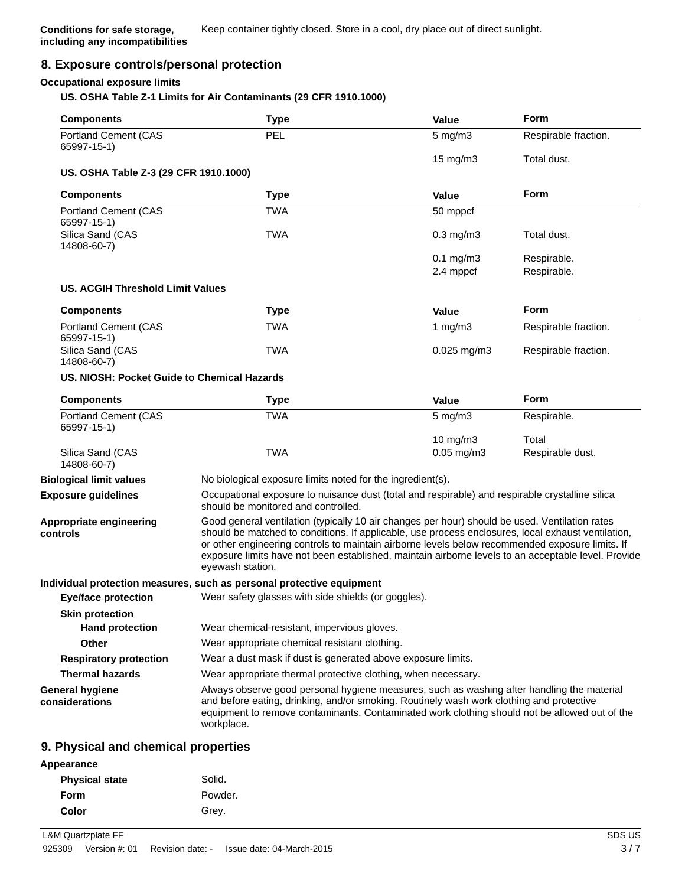**Conditions for safe storage, including any incompatibilities** Keep container tightly closed. Store in a cool, dry place out of direct sunlight.

## 8. Exposure controls/personal protection

**Occupational exposure limits**

**US. OSHA Table Z-1 Limits for Air Contaminants (29 CFR 1910.1000)**

| Components | Type | Value | Form |
|---|---|---|---|
| Portland Cement (CAS 65997-15-1) | PEL | 5 mg/m3 | Respirable fraction. |
| | | 15 mg/m3 | Total dust. |

**US. OSHA Table Z-3 (29 CFR 1910.1000)**

| Components | Type | Value | Form |
|---|---|---|---|
| Portland Cement (CAS 65997-15-1) | TWA | 50 mppcf | |
| Silica Sand (CAS 14808-60-7) | TWA | 0.3 mg/m3 | Total dust. |
| | | 0.1 mg/m3 | Respirable. |
| | | 2.4 mppcf | Respirable. |

**US. ACGIH Threshold Limit Values**

| Components | Type | Value | Form |
|---|---|---|---|
| Portland Cement (CAS 65997-15-1) | TWA | 1 mg/m3 | Respirable fraction. |
| Silica Sand (CAS 14808-60-7) | TWA | 0.025 mg/m3 | Respirable fraction. |

**US. NIOSH: Pocket Guide to Chemical Hazards**

| Components | Type | Value | Form |
|---|---|---|---|
| Portland Cement (CAS 65997-15-1) | TWA | 5 mg/m3 | Respirable. |
| | | 10 mg/m3 | Total |
| Silica Sand (CAS 14808-60-7) | TWA | 0.05 mg/m3 | Respirable dust. |

**Biological limit values** No biological exposure limits noted for the ingredient(s).

**Exposure guidelines** Occupational exposure to nuisance dust (total and respirable) and respirable crystalline silica should be monitored and controlled.

**Appropriate engineering controls** Good general ventilation (typically 10 air changes per hour) should be used. Ventilation rates should be matched to conditions. If applicable, use process enclosures, local exhaust ventilation, or other engineering controls to maintain airborne levels below recommended exposure limits. If exposure limits have not been established, maintain airborne levels to an acceptable level. Provide eyewash station.

**Individual protection measures, such as personal protective equipment**

**Eye/face protection** Wear safety glasses with side shields (or goggles).

**Skin protection**

**Hand protection** Wear chemical-resistant, impervious gloves.

**Other** Wear appropriate chemical resistant clothing.

**Respiratory protection** Wear a dust mask if dust is generated above exposure limits.

**Thermal hazards** Wear appropriate thermal protective clothing, when necessary.

**General hygiene considerations** Always observe good personal hygiene measures, such as washing after handling the material and before eating, drinking, and/or smoking. Routinely wash work clothing and protective equipment to remove contaminants. Contaminated work clothing should not be allowed out of the workplace.

## 9. Physical and chemical properties

**Appearance**

**Physical state** Solid.

**Form** Powder.

**Color** Grey.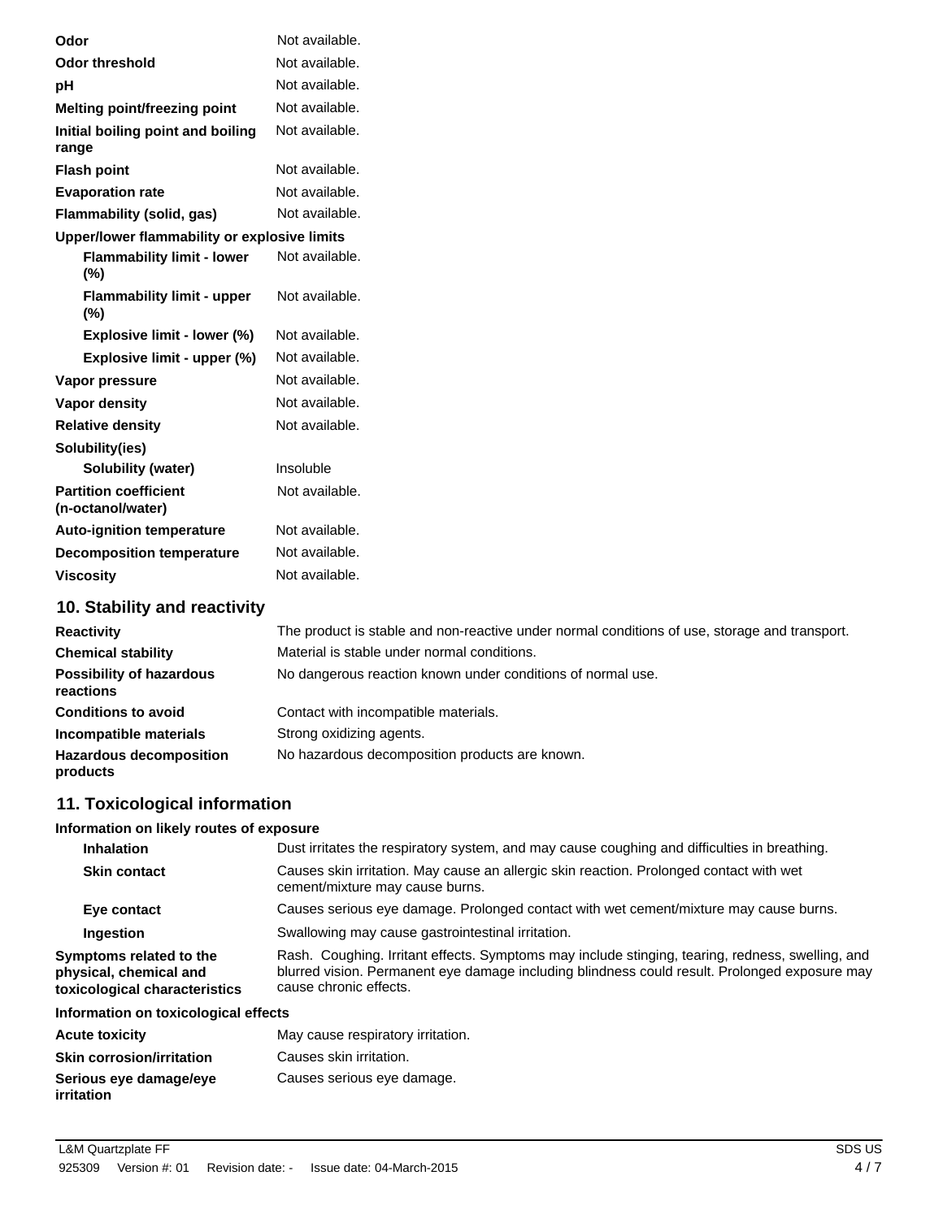| | |
|---|---|
| **Odor** | Not available. |
| **Odor threshold** | Not available. |
| **pH** | Not available. |
| **Melting point/freezing point** | Not available. |
| **Initial boiling point and boiling range** | Not available. |
| **Flash point** | Not available. |
| **Evaporation rate** | Not available. |
| **Flammability (solid, gas)** | Not available. |
| **Upper/lower flammability or explosive limits** | |
| **Flammability limit - lower (%)** | Not available. |
| **Flammability limit - upper (%)** | Not available. |
| **Explosive limit - lower (%)** | Not available. |
| **Explosive limit - upper (%)** | Not available. |
| **Vapor pressure** | Not available. |
| **Vapor density** | Not available. |
| **Relative density** | Not available. |
| **Solubility(ies)** | |
| **Solubility (water)** | Insoluble |
| **Partition coefficient (n-octanol/water)** | Not available. |
| **Auto-ignition temperature** | Not available. |
| **Decomposition temperature** | Not available. |
| **Viscosity** | Not available. |

## 10. Stability and reactivity

| | |
|---|---|
| **Reactivity** | The product is stable and non-reactive under normal conditions of use, storage and transport. |
| **Chemical stability** | Material is stable under normal conditions. |
| **Possibility of hazardous reactions** | No dangerous reaction known under conditions of normal use. |
| **Conditions to avoid** | Contact with incompatible materials. |
| **Incompatible materials** | Strong oxidizing agents. |
| **Hazardous decomposition products** | No hazardous decomposition products are known. |

## 11. Toxicological information

**Information on likely routes of exposure**

| | |
|---|---|
| **Inhalation** | Dust irritates the respiratory system, and may cause coughing and difficulties in breathing. |
| **Skin contact** | Causes skin irritation. May cause an allergic skin reaction. Prolonged contact with wet cement/mixture may cause burns. |
| **Eye contact** | Causes serious eye damage. Prolonged contact with wet cement/mixture may cause burns. |
| **Ingestion** | Swallowing may cause gastrointestinal irritation. |
| **Symptoms related to the physical, chemical and toxicological characteristics** | Rash. Coughing. Irritant effects. Symptoms may include stinging, tearing, redness, swelling, and blurred vision. Permanent eye damage including blindness could result. Prolonged exposure may cause chronic effects. |

**Information on toxicological effects**

| | |
|---|---|
| **Acute toxicity** | May cause respiratory irritation. |
| **Skin corrosion/irritation** | Causes skin irritation. |
| **Serious eye damage/eye irritation** | Causes serious eye damage. |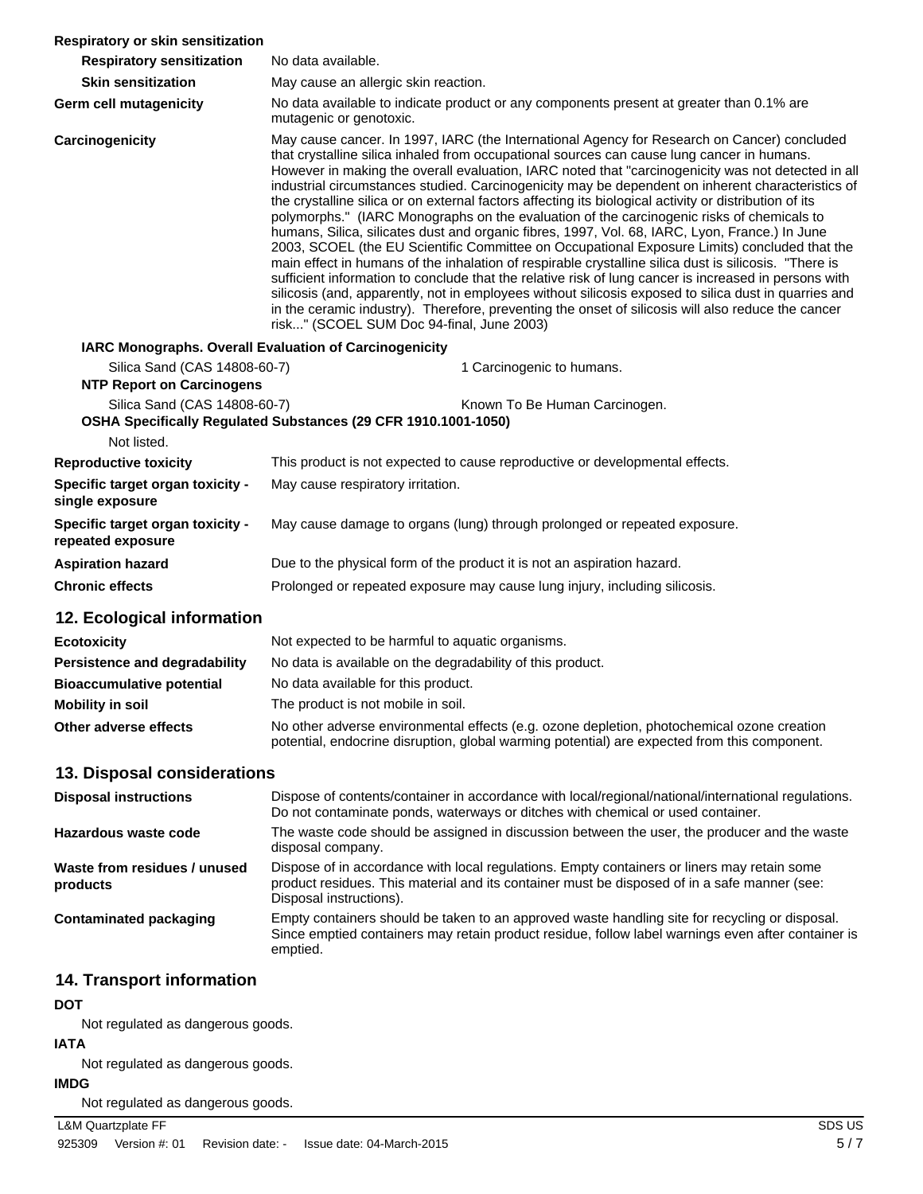**Respiratory or skin sensitization**

| | |
|---|---|
| **Respiratory sensitization** | No data available. |
| **Skin sensitization** | May cause an allergic skin reaction. |
| **Germ cell mutagenicity** | No data available to indicate product or any components present at greater than 0.1% are mutagenic or genotoxic. |
| **Carcinogenicity** | May cause cancer. In 1997, IARC (the International Agency for Research on Cancer) concluded that crystalline silica inhaled from occupational sources can cause lung cancer in humans. However in making the overall evaluation, IARC noted that "carcinogenicity was not detected in all industrial circumstances studied. Carcinogenicity may be dependent on inherent characteristics of the crystalline silica or on external factors affecting its biological activity or distribution of its polymorphs." (IARC Monographs on the evaluation of the carcinogenic risks of chemicals to humans, Silica, silicates dust and organic fibres, 1997, Vol. 68, IARC, Lyon, France.) In June 2003, SCOEL (the EU Scientific Committee on Occupational Exposure Limits) concluded that the main effect in humans of the inhalation of respirable crystalline silica dust is silicosis. "There is sufficient information to conclude that the relative risk of lung cancer is increased in persons with silicosis (and, apparently, not in employees without silicosis exposed to silica dust in quarries and in the ceramic industry). Therefore, preventing the onset of silicosis will also reduce the cancer risk..." (SCOEL SUM Doc 94-final, June 2003) |

**IARC Monographs. Overall Evaluation of Carcinogenicity**

| | |
|---|---|
| Silica Sand (CAS 14808-60-7) | 1 Carcinogenic to humans. |

**NTP Report on Carcinogens**

| | |
|---|---|
| Silica Sand (CAS 14808-60-7) | Known To Be Human Carcinogen. |

**OSHA Specifically Regulated Substances (29 CFR 1910.1001-1050)**

Not listed.

| | |
|---|---|
| **Reproductive toxicity** | This product is not expected to cause reproductive or developmental effects. |
| **Specific target organ toxicity - single exposure** | May cause respiratory irritation. |
| **Specific target organ toxicity - repeated exposure** | May cause damage to organs (lung) through prolonged or repeated exposure. |
| **Aspiration hazard** | Due to the physical form of the product it is not an aspiration hazard. |
| **Chronic effects** | Prolonged or repeated exposure may cause lung injury, including silicosis. |

## 12. Ecological information

| | |
|---|---|
| **Ecotoxicity** | Not expected to be harmful to aquatic organisms. |
| **Persistence and degradability** | No data is available on the degradability of this product. |
| **Bioaccumulative potential** | No data available for this product. |
| **Mobility in soil** | The product is not mobile in soil. |
| **Other adverse effects** | No other adverse environmental effects (e.g. ozone depletion, photochemical ozone creation potential, endocrine disruption, global warming potential) are expected from this component. |

## 13. Disposal considerations

| | |
|---|---|
| **Disposal instructions** | Dispose of contents/container in accordance with local/regional/national/international regulations. Do not contaminate ponds, waterways or ditches with chemical or used container. |
| **Hazardous waste code** | The waste code should be assigned in discussion between the user, the producer and the waste disposal company. |
| **Waste from residues / unused products** | Dispose of in accordance with local regulations. Empty containers or liners may retain some product residues. This material and its container must be disposed of in a safe manner (see: Disposal instructions). |
| **Contaminated packaging** | Empty containers should be taken to an approved waste handling site for recycling or disposal. Since emptied containers may retain product residue, follow label warnings even after container is emptied. |

## 14. Transport information

**DOT**

Not regulated as dangerous goods.

**IATA**

Not regulated as dangerous goods.

**IMDG**

Not regulated as dangerous goods.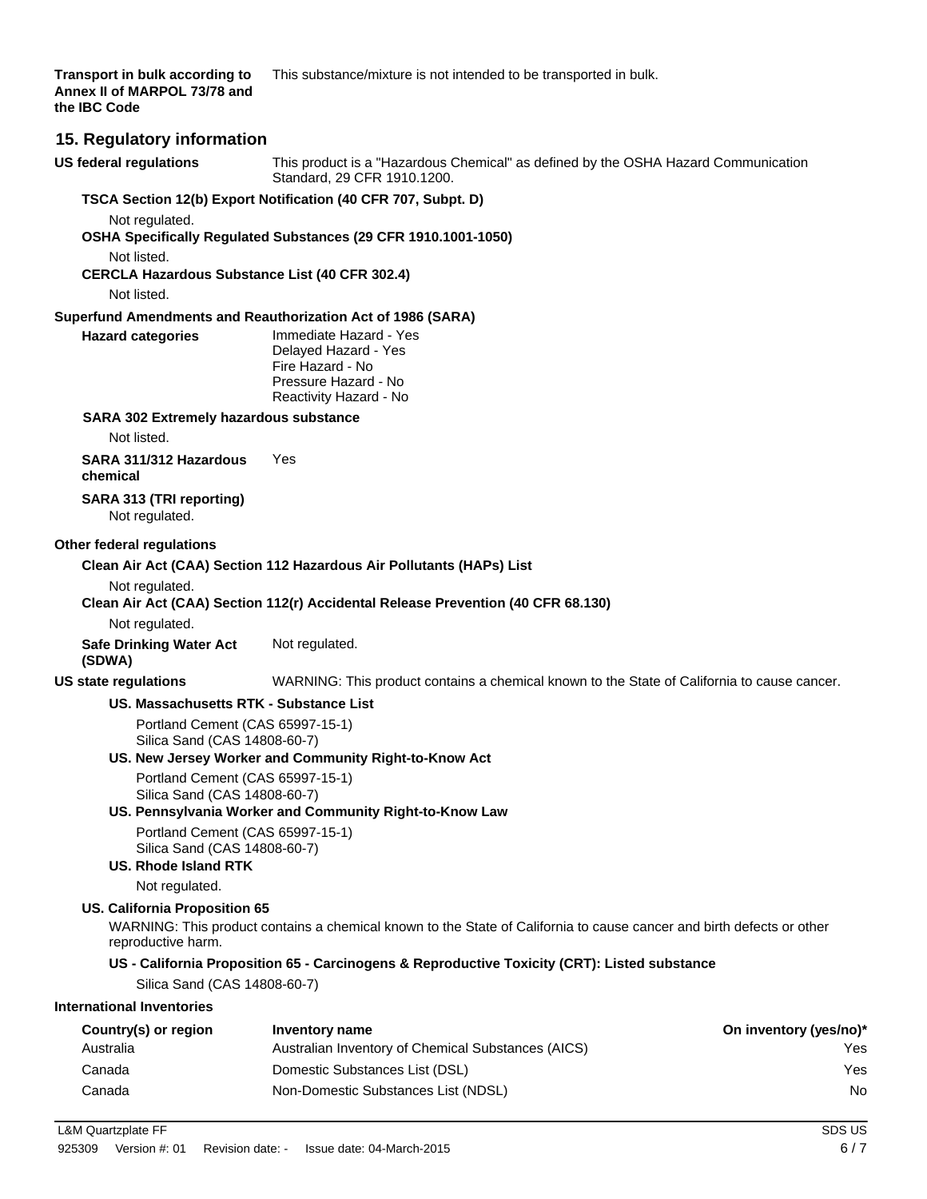**Transport in bulk according to Annex II of MARPOL 73/78 and the IBC Code** This substance/mixture is not intended to be transported in bulk.

## 15. Regulatory information

**US federal regulations** This product is a "Hazardous Chemical" as defined by the OSHA Hazard Communication Standard, 29 CFR 1910.1200.

**TSCA Section 12(b) Export Notification (40 CFR 707, Subpt. D)**

Not regulated.

**OSHA Specifically Regulated Substances (29 CFR 1910.1001-1050)**

Not listed.

**CERCLA Hazardous Substance List (40 CFR 302.4)**

Not listed.

**Superfund Amendments and Reauthorization Act of 1986 (SARA)**

**Hazard categories**
Immediate Hazard - Yes
Delayed Hazard - Yes
Fire Hazard - No
Pressure Hazard - No
Reactivity Hazard - No

**SARA 302 Extremely hazardous substance**

Not listed.

**SARA 311/312 Hazardous chemical** Yes

**SARA 313 (TRI reporting)**

Not regulated.

**Other federal regulations**

**Clean Air Act (CAA) Section 112 Hazardous Air Pollutants (HAPs) List**

Not regulated.

**Clean Air Act (CAA) Section 112(r) Accidental Release Prevention (40 CFR 68.130)**

Not regulated.

**Safe Drinking Water Act (SDWA)** Not regulated.

**US state regulations** WARNING: This product contains a chemical known to the State of California to cause cancer.

**US. Massachusetts RTK - Substance List**

Portland Cement (CAS 65997-15-1)
Silica Sand (CAS 14808-60-7)

**US. New Jersey Worker and Community Right-to-Know Act**

Portland Cement (CAS 65997-15-1)
Silica Sand (CAS 14808-60-7)

**US. Pennsylvania Worker and Community Right-to-Know Law**

Portland Cement (CAS 65997-15-1)
Silica Sand (CAS 14808-60-7)

**US. Rhode Island RTK**

Not regulated.

**US. California Proposition 65**

WARNING: This product contains a chemical known to the State of California to cause cancer and birth defects or other reproductive harm.

**US - California Proposition 65 - Carcinogens & Reproductive Toxicity (CRT): Listed substance**

Silica Sand (CAS 14808-60-7)

**International Inventories**

| Country(s) or region | Inventory name | On inventory (yes/no)* |
|---|---|---|
| Australia | Australian Inventory of Chemical Substances (AICS) | Yes |
| Canada | Domestic Substances List (DSL) | Yes |
| Canada | Non-Domestic Substances List (NDSL) | No |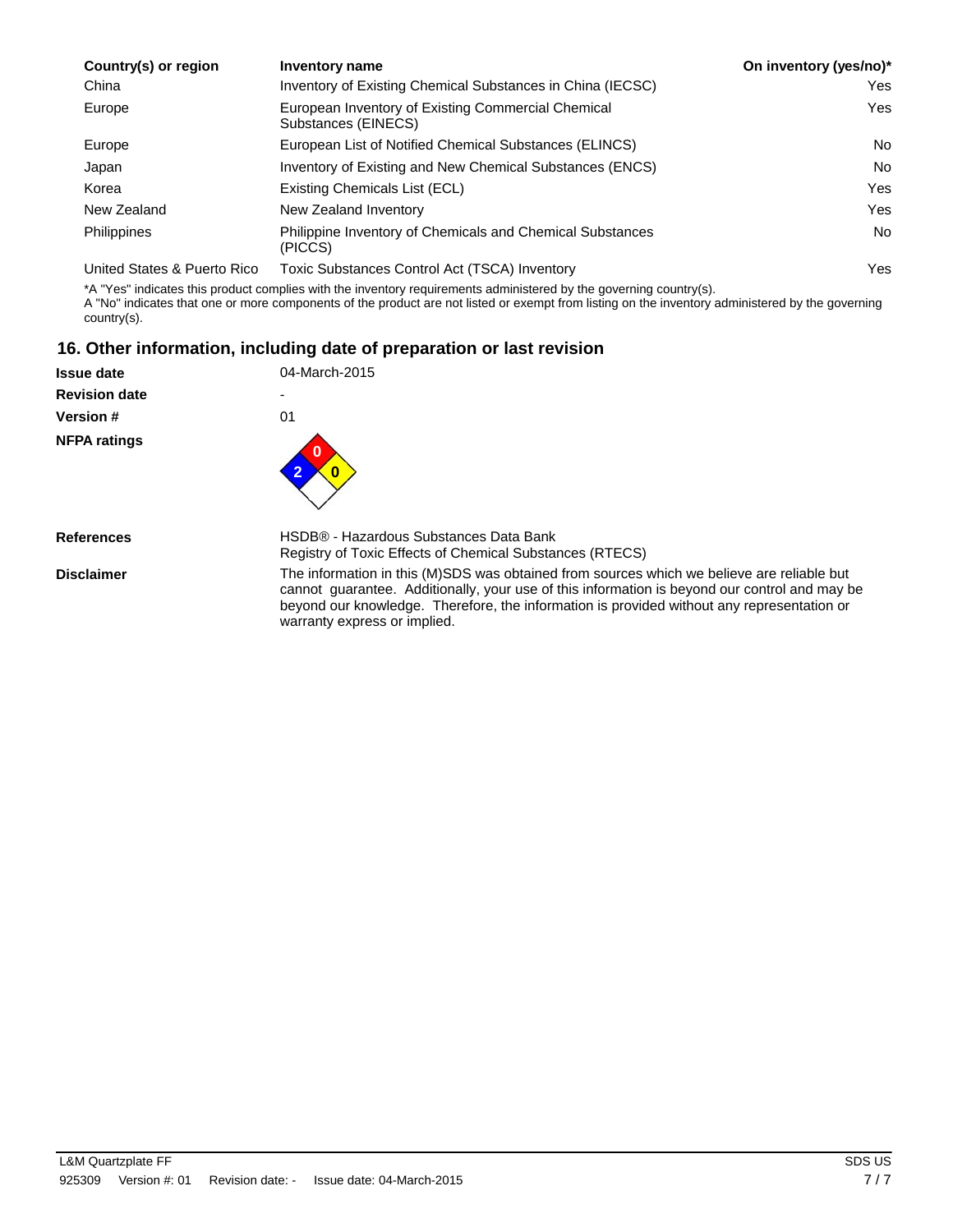| Country(s) or region | Inventory name | On inventory (yes/no)* |
| --- | --- | --- |
| China | Inventory of Existing Chemical Substances in China (IECSC) | Yes |
| Europe | European Inventory of Existing Commercial Chemical Substances (EINECS) | Yes |
| Europe | European List of Notified Chemical Substances (ELINCS) | No |
| Japan | Inventory of Existing and New Chemical Substances (ENCS) | No |
| Korea | Existing Chemicals List (ECL) | Yes |
| New Zealand | New Zealand Inventory | Yes |
| Philippines | Philippine Inventory of Chemicals and Chemical Substances (PICCS) | No |
| United States & Puerto Rico | Toxic Substances Control Act (TSCA) Inventory | Yes |

*A "Yes" indicates this product complies with the inventory requirements administered by the governing country(s).
A "No" indicates that one or more components of the product are not listed or exempt from listing on the inventory administered by the governing country(s).

## 16. Other information, including date of preparation or last revision

**Issue date** 04-March-2015

**Revision date** -

**Version #** 01

**NFPA ratings**

0
2 0

**References** HSDB® - Hazardous Substances Data Bank
Registry of Toxic Effects of Chemical Substances (RTECS)

**Disclaimer** The information in this (M)SDS was obtained from sources which we believe are reliable but cannot guarantee. Additionally, your use of this information is beyond our control and may be beyond our knowledge. Therefore, the information is provided without any representation or warranty express or implied.